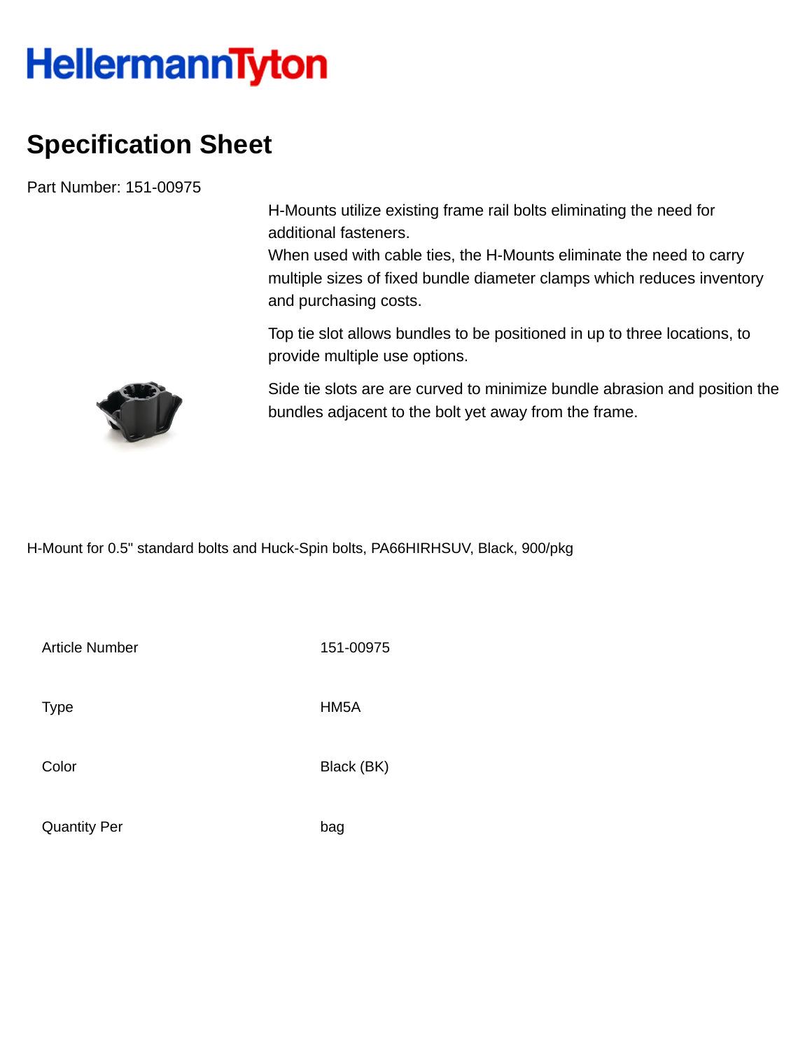HellermannTyton

# Specification Sheet

Part Number: 151-00975

H-Mounts utilize existing frame rail bolts eliminating the need for additional fasteners.
When used with cable ties, the H-Mounts eliminate the need to carry multiple sizes of fixed bundle diameter clamps which reduces inventory and purchasing costs.

Top tie slot allows bundles to be positioned in up to three locations, to provide multiple use options.

Side tie slots are are curved to minimize bundle abrasion and position the bundles adjacent to the bolt yet away from the frame.

H-Mount for 0.5" standard bolts and Huck-Spin bolts, PA66HIRHSUV, Black, 900/pkg

| | |
|---|---|
| Article Number | 151-00975 |
| Type | HM5A |
| Color | Black (BK) |
| Quantity Per | bag |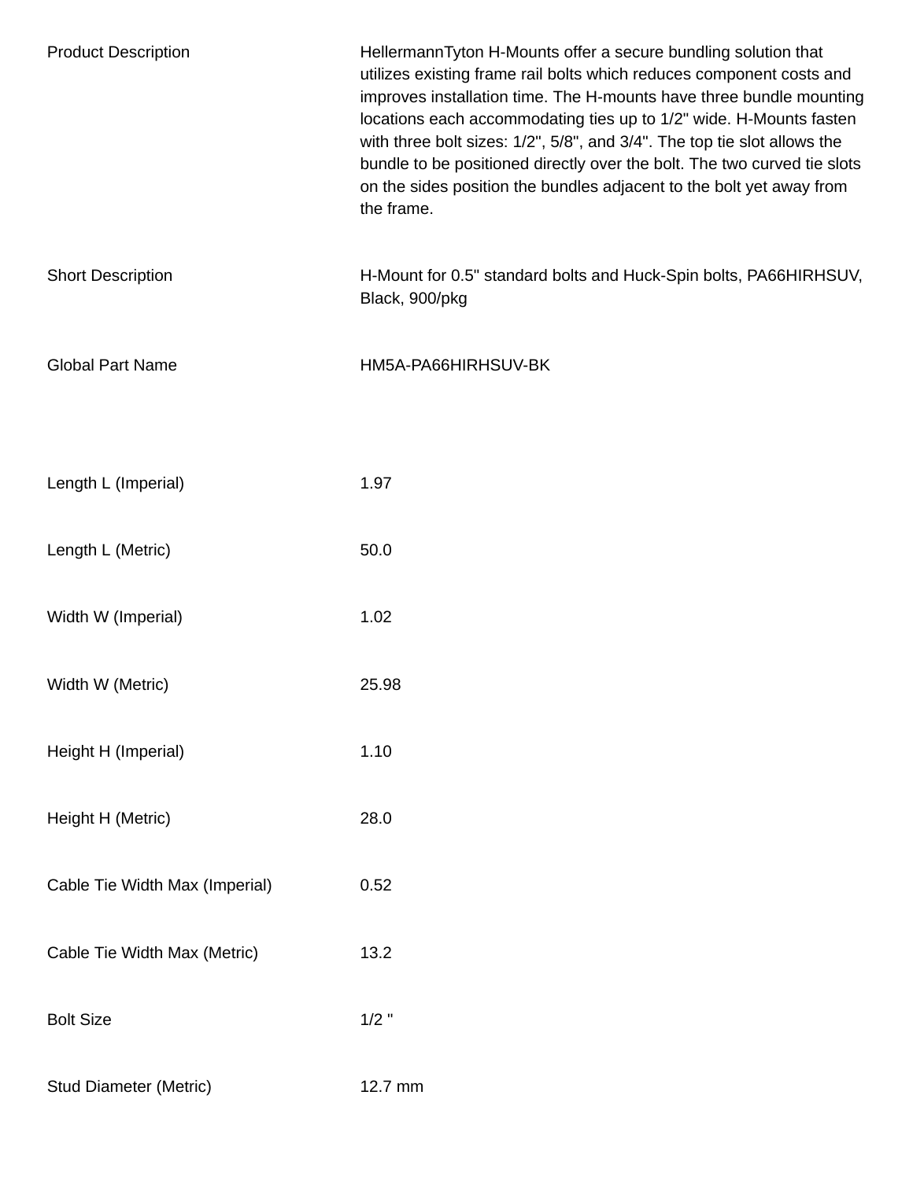| | |
|---|---|
| Product Description | HellermannTyton H-Mounts offer a secure bundling solution that utilizes existing frame rail bolts which reduces component costs and improves installation time. The H-mounts have three bundle mounting locations each accommodating ties up to 1/2" wide. H-Mounts fasten with three bolt sizes: 1/2", 5/8", and 3/4". The top tie slot allows the bundle to be positioned directly over the bolt. The two curved tie slots on the sides position the bundles adjacent to the bolt yet away from the frame. |
| Short Description | H-Mount for 0.5" standard bolts and Huck-Spin bolts, PA66HIRHSUV, Black, 900/pkg |
| Global Part Name | HM5A-PA66HIRHSUV-BK |
| Length L (Imperial) | 1.97 |
| Length L (Metric) | 50.0 |
| Width W (Imperial) | 1.02 |
| Width W (Metric) | 25.98 |
| Height H (Imperial) | 1.10 |
| Height H (Metric) | 28.0 |
| Cable Tie Width Max (Imperial) | 0.52 |
| Cable Tie Width Max (Metric) | 13.2 |
| Bolt Size | 1/2 " |
| Stud Diameter (Metric) | 12.7 mm |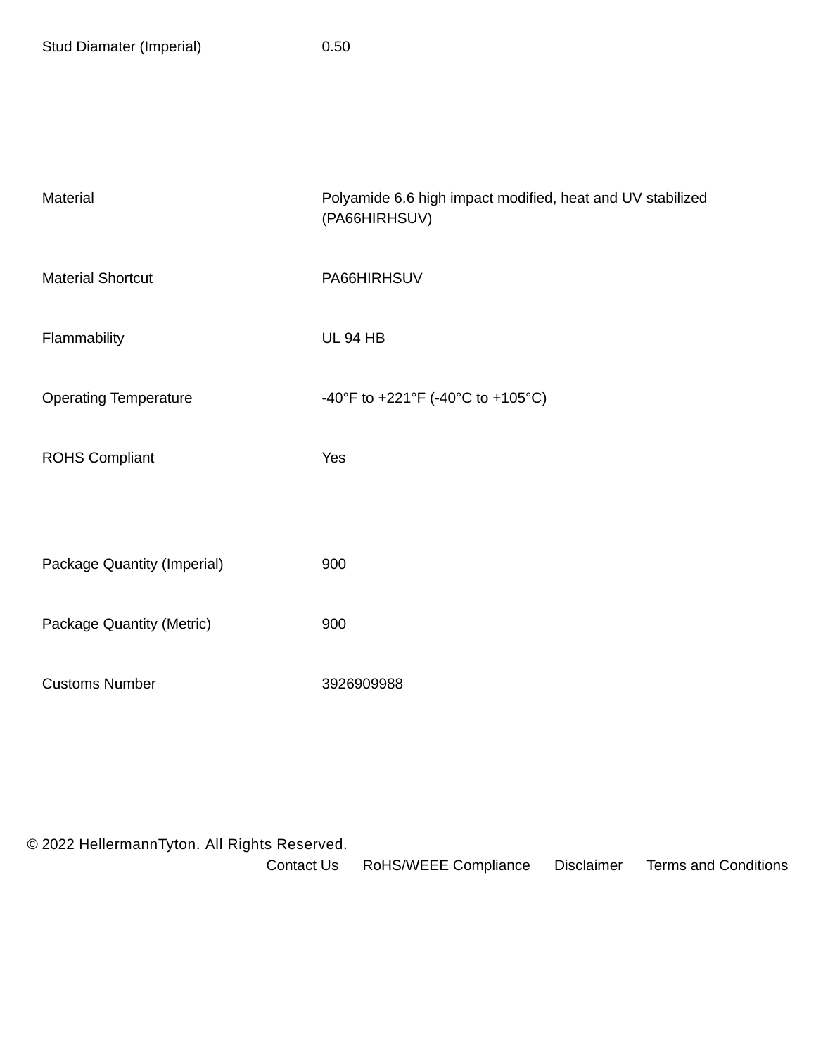| | |
|---|---|
| Stud Diamater (Imperial) | 0.50 |
| Material | Polyamide 6.6 high impact modified, heat and UV stabilized (PA66HIRHSUV) |
| Material Shortcut | PA66HIRHSUV |
| Flammability | UL 94 HB |
| Operating Temperature | -40°F to +221°F (-40°C to +105°C) |
| ROHS Compliant | Yes |
| Package Quantity (Imperial) | 900 |
| Package Quantity (Metric) | 900 |
| Customs Number | 3926909988 |

© 2022 HellermannTyton. All Rights Reserved.

Contact Us RoHS/WEEE Compliance Disclaimer Terms and Conditions